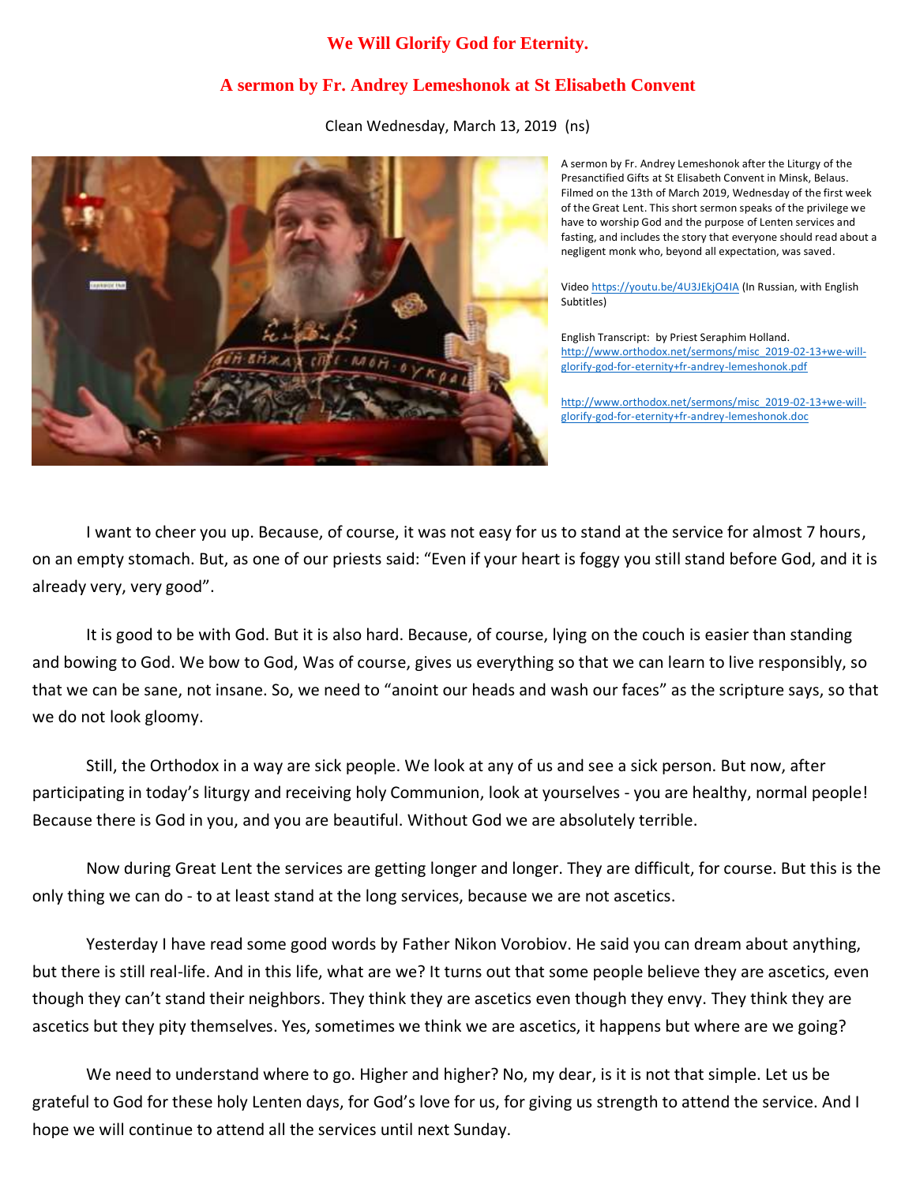# We Will Glorify God for Eternity.

## A sermon by Fr. Andrey Lemeshonok at St Elisabeth Convent

Clean Wednesday, March 13, 2019 (ns)

A sermon by Fr. Andrey Lemeshonok after the Liturgy of the Presanctified Gifts at St Elisabeth Convent in Minsk, Belaus. Filmed on the 13th of March 2019, Wednesday of the first week of the Great Lent. This short sermon speaks of the privilege we have to worship God and the purpose of Lenten services and fasting, and includes the story that everyone should read about a negligent monk who, beyond all expectation, was saved.

Video https://youtu.be/4U3JEkjO4IA (In Russian, with English Subtitles)

English Transcript: by Priest Seraphim Holland.
http://www.orthodox.net/sermons/misc_2019-02-13+we-will-glorify-god-for-eternity+fr-andrey-lemeshonok.pdf

http://www.orthodox.net/sermons/misc_2019-02-13+we-will-glorify-god-for-eternity+fr-andrey-lemeshonok.doc

I want to cheer you up. Because, of course, it was not easy for us to stand at the service for almost 7 hours, on an empty stomach. But, as one of our priests said: "Even if your heart is foggy you still stand before God, and it is already very, very good".

It is good to be with God. But it is also hard. Because, of course, lying on the couch is easier than standing and bowing to God. We bow to God, Was of course, gives us everything so that we can learn to live responsibly, so that we can be sane, not insane. So, we need to "anoint our heads and wash our faces" as the scripture says, so that we do not look gloomy.

Still, the Orthodox in a way are sick people. We look at any of us and see a sick person. But now, after participating in today's liturgy and receiving holy Communion, look at yourselves - you are healthy, normal people! Because there is God in you, and you are beautiful. Without God we are absolutely terrible.

Now during Great Lent the services are getting longer and longer. They are difficult, for course. But this is the only thing we can do - to at least stand at the long services, because we are not ascetics.

Yesterday I have read some good words by Father Nikon Vorobiov. He said you can dream about anything, but there is still real-life. And in this life, what are we? It turns out that some people believe they are ascetics, even though they can't stand their neighbors. They think they are ascetics even though they envy. They think they are ascetics but they pity themselves. Yes, sometimes we think we are ascetics, it happens but where are we going?

We need to understand where to go. Higher and higher? No, my dear, is it is not that simple. Let us be grateful to God for these holy Lenten days, for God's love for us, for giving us strength to attend the service. And I hope we will continue to attend all the services until next Sunday.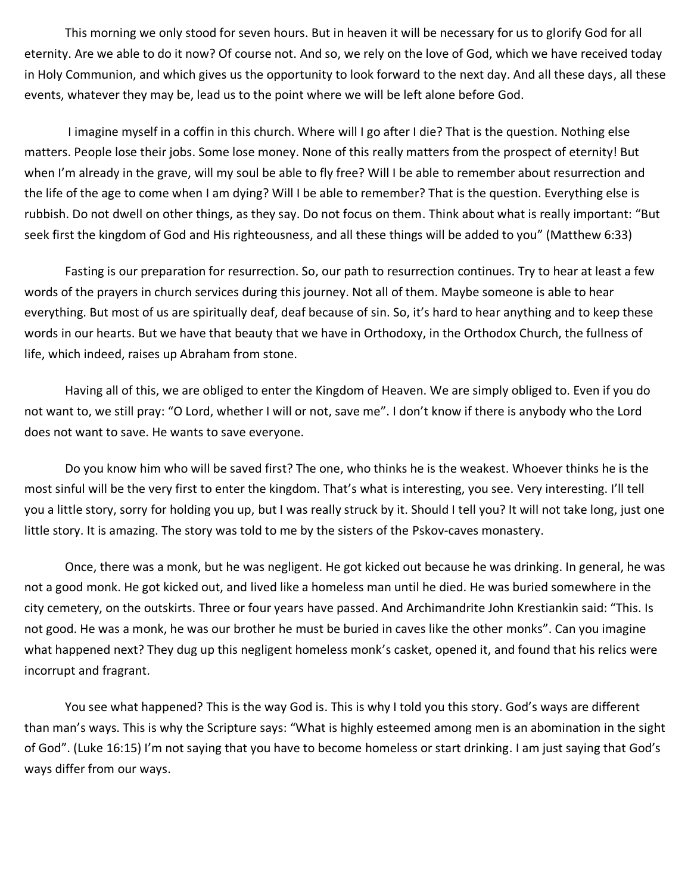This morning we only stood for seven hours. But in heaven it will be necessary for us to glorify God for all eternity. Are we able to do it now? Of course not. And so, we rely on the love of God, which we have received today in Holy Communion, and which gives us the opportunity to look forward to the next day. And all these days, all these events, whatever they may be, lead us to the point where we will be left alone before God.

I imagine myself in a coffin in this church. Where will I go after I die? That is the question. Nothing else matters. People lose their jobs. Some lose money. None of this really matters from the prospect of eternity! But when I'm already in the grave, will my soul be able to fly free? Will I be able to remember about resurrection and the life of the age to come when I am dying? Will I be able to remember? That is the question. Everything else is rubbish. Do not dwell on other things, as they say. Do not focus on them. Think about what is really important: "But seek first the kingdom of God and His righteousness, and all these things will be added to you" (Matthew 6:33)

Fasting is our preparation for resurrection. So, our path to resurrection continues. Try to hear at least a few words of the prayers in church services during this journey. Not all of them. Maybe someone is able to hear everything. But most of us are spiritually deaf, deaf because of sin. So, it's hard to hear anything and to keep these words in our hearts. But we have that beauty that we have in Orthodoxy, in the Orthodox Church, the fullness of life, which indeed, raises up Abraham from stone.

Having all of this, we are obliged to enter the Kingdom of Heaven. We are simply obliged to. Even if you do not want to, we still pray: "O Lord, whether I will or not, save me". I don't know if there is anybody who the Lord does not want to save. He wants to save everyone.

Do you know him who will be saved first? The one, who thinks he is the weakest. Whoever thinks he is the most sinful will be the very first to enter the kingdom. That's what is interesting, you see. Very interesting. I'll tell you a little story, sorry for holding you up, but I was really struck by it. Should I tell you? It will not take long, just one little story. It is amazing. The story was told to me by the sisters of the Pskov-caves monastery.

Once, there was a monk, but he was negligent. He got kicked out because he was drinking. In general, he was not a good monk. He got kicked out, and lived like a homeless man until he died. He was buried somewhere in the city cemetery, on the outskirts. Three or four years have passed. And Archimandrite John Krestiankin said: "This. Is not good. He was a monk, he was our brother he must be buried in caves like the other monks". Can you imagine what happened next? They dug up this negligent homeless monk's casket, opened it, and found that his relics were incorrupt and fragrant.

You see what happened? This is the way God is. This is why I told you this story. God's ways are different than man's ways. This is why the Scripture says: "What is highly esteemed among men is an abomination in the sight of God". (Luke 16:15) I'm not saying that you have to become homeless or start drinking. I am just saying that God's ways differ from our ways.